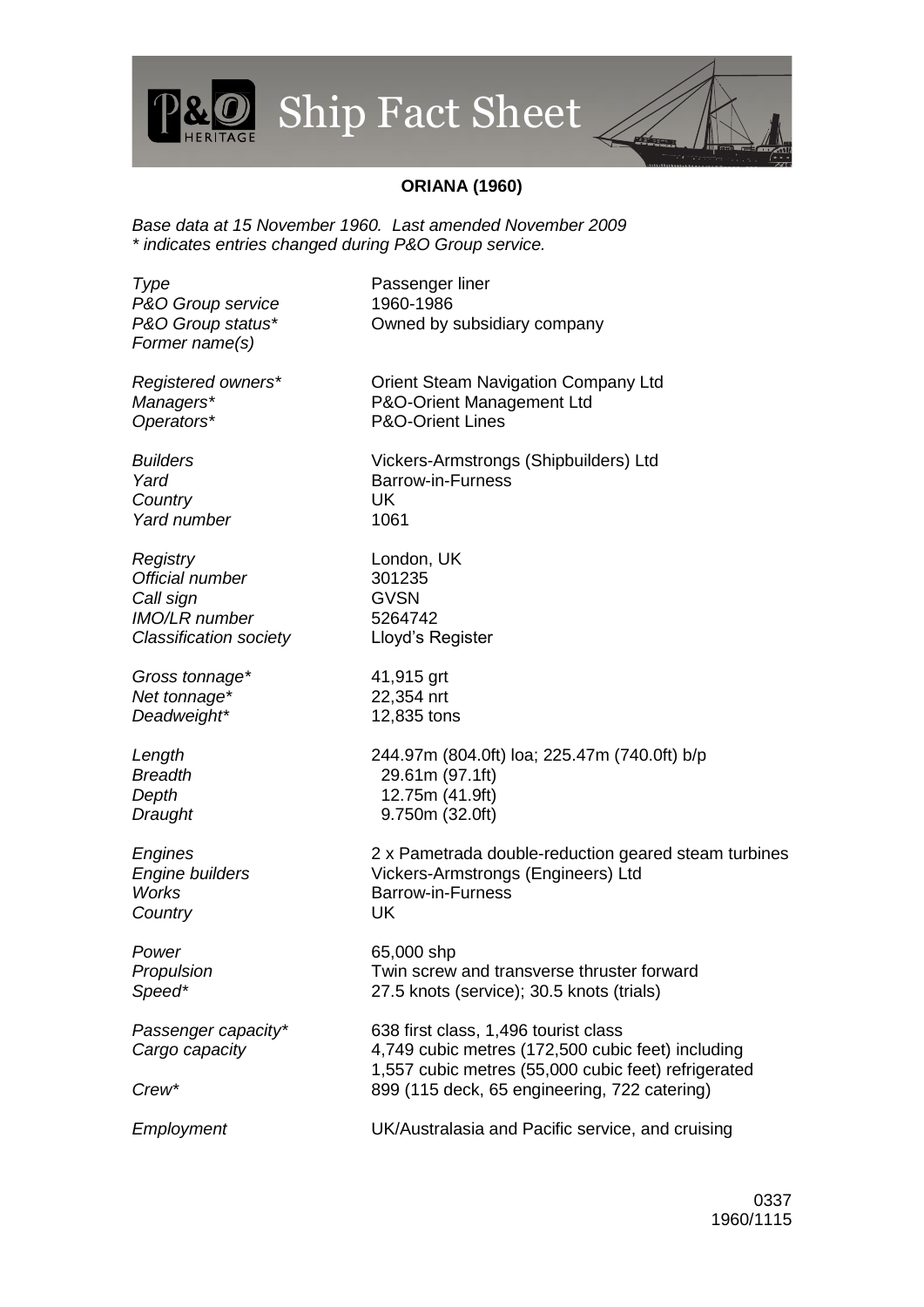# P&O Heritage Ship Fact Sheet

**ORIANA (1960)**

*Base data at 15 November 1960. Last amended November 2009*
*\* indicates entries changed during P&O Group service.*

| | |
|---|---|
| *Type* | Passenger liner |
| *P&O Group service* | 1960-1986 |
| *P&O Group status\** | Owned by subsidiary company |
| *Former name(s)* | |
| | |
| *Registered owners\** | Orient Steam Navigation Company Ltd |
| *Managers\** | P&O-Orient Management Ltd |
| *Operators\** | P&O-Orient Lines |
| | |
| *Builders* | Vickers-Armstrongs (Shipbuilders) Ltd |
| *Yard* | Barrow-in-Furness |
| *Country* | UK |
| *Yard number* | 1061 |
| | |
| *Registry* | London, UK |
| *Official number* | 301235 |
| *Call sign* | GVSN |
| *IMO/LR number* | 5264742 |
| *Classification society* | Lloyd's Register |
| | |
| *Gross tonnage\** | 41,915 grt |
| *Net tonnage\** | 22,354 nrt |
| *Deadweight\** | 12,835 tons |
| | |
| *Length* | 244.97m (804.0ft) loa; 225.47m (740.0ft) b/p |
| *Breadth* | 29.61m (97.1ft) |
| *Depth* | 12.75m (41.9ft) |
| *Draught* | 9.750m (32.0ft) |
| | |
| *Engines* | 2 x Pametrada double-reduction geared steam turbines |
| *Engine builders* | Vickers-Armstrongs (Engineers) Ltd |
| *Works* | Barrow-in-Furness |
| *Country* | UK |
| | |
| *Power* | 65,000 shp |
| *Propulsion* | Twin screw and transverse thruster forward |
| *Speed\** | 27.5 knots (service); 30.5 knots (trials) |
| | |
| *Passenger capacity\** | 638 first class, 1,496 tourist class |
| *Cargo capacity* | 4,749 cubic metres (172,500 cubic feet) including 1,557 cubic metres (55,000 cubic feet) refrigerated |
| *Crew\** | 899 (115 deck, 65 engineering, 722 catering) |
| | |
| *Employment* | UK/Australasia and Pacific service, and cruising |

0337
1960/1115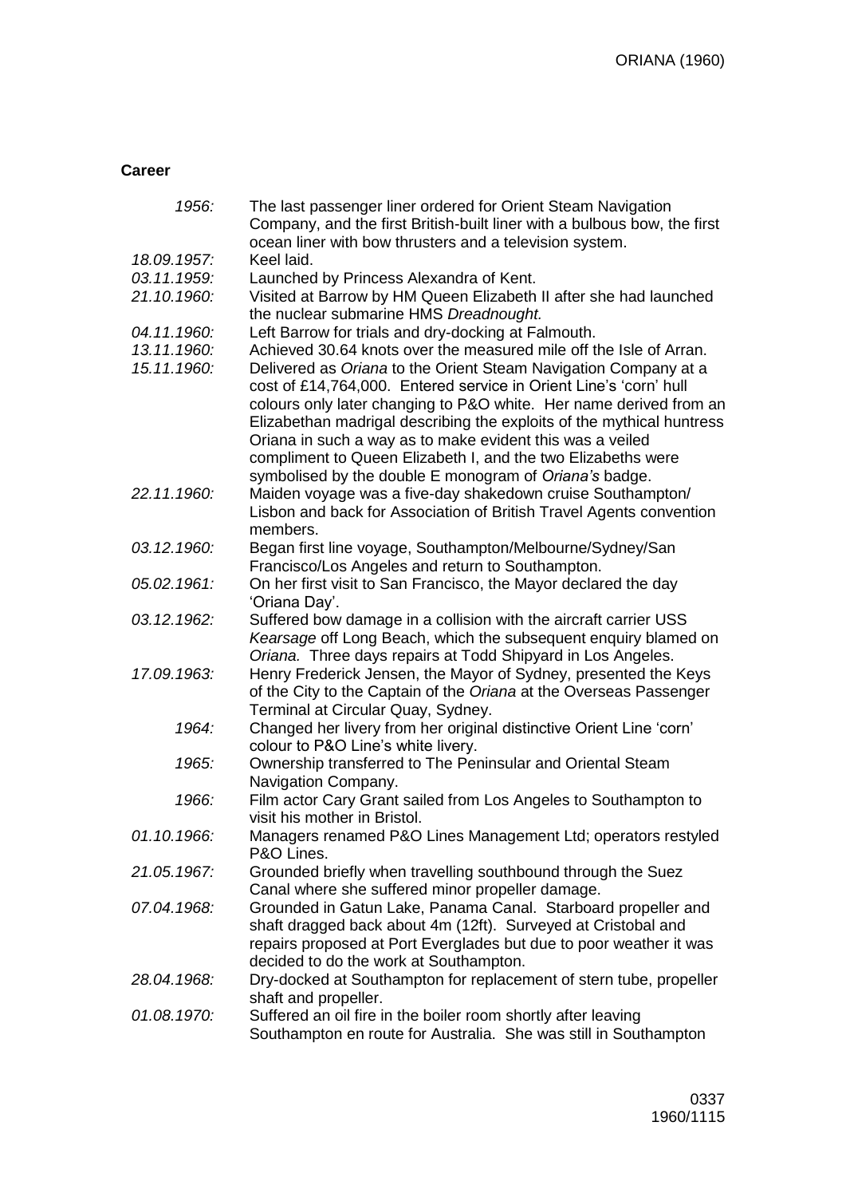**Career**

| | |
|---|---|
| *1956:* | The last passenger liner ordered for Orient Steam Navigation Company, and the first British-built liner with a bulbous bow, the first ocean liner with bow thrusters and a television system. |
| *18.09.1957:* | Keel laid. |
| *03.11.1959:* | Launched by Princess Alexandra of Kent. |
| *21.10.1960:* | Visited at Barrow by HM Queen Elizabeth II after she had launched the nuclear submarine HMS *Dreadnought.* |
| *04.11.1960:* | Left Barrow for trials and dry-docking at Falmouth. |
| *13.11.1960:* | Achieved 30.64 knots over the measured mile off the Isle of Arran. |
| *15.11.1960:* | Delivered as *Oriana* to the Orient Steam Navigation Company at a cost of £14,764,000. Entered service in Orient Line's 'corn' hull colours only later changing to P&O white. Her name derived from an Elizabethan madrigal describing the exploits of the mythical huntress Oriana in such a way as to make evident this was a veiled compliment to Queen Elizabeth I, and the two Elizabeths were symbolised by the double E monogram of *Oriana's* badge. |
| *22.11.1960:* | Maiden voyage was a five-day shakedown cruise Southampton/ Lisbon and back for Association of British Travel Agents convention members. |
| *03.12.1960:* | Began first line voyage, Southampton/Melbourne/Sydney/San Francisco/Los Angeles and return to Southampton. |
| *05.02.1961:* | On her first visit to San Francisco, the Mayor declared the day 'Oriana Day'. |
| *03.12.1962:* | Suffered bow damage in a collision with the aircraft carrier USS *Kearsage* off Long Beach, which the subsequent enquiry blamed on *Oriana.* Three days repairs at Todd Shipyard in Los Angeles. |
| *17.09.1963:* | Henry Frederick Jensen, the Mayor of Sydney, presented the Keys of the City to the Captain of the *Oriana* at the Overseas Passenger Terminal at Circular Quay, Sydney. |
| *1964:* | Changed her livery from her original distinctive Orient Line 'corn' colour to P&O Line's white livery. |
| *1965:* | Ownership transferred to The Peninsular and Oriental Steam Navigation Company. |
| *1966:* | Film actor Cary Grant sailed from Los Angeles to Southampton to visit his mother in Bristol. |
| *01.10.1966:* | Managers renamed P&O Lines Management Ltd; operators restyled P&O Lines. |
| *21.05.1967:* | Grounded briefly when travelling southbound through the Suez Canal where she suffered minor propeller damage. |
| *07.04.1968:* | Grounded in Gatun Lake, Panama Canal. Starboard propeller and shaft dragged back about 4m (12ft). Surveyed at Cristobal and repairs proposed at Port Everglades but due to poor weather it was decided to do the work at Southampton. |
| *28.04.1968:* | Dry-docked at Southampton for replacement of stern tube, propeller shaft and propeller. |
| *01.08.1970:* | Suffered an oil fire in the boiler room shortly after leaving Southampton en route for Australia. She was still in Southampton |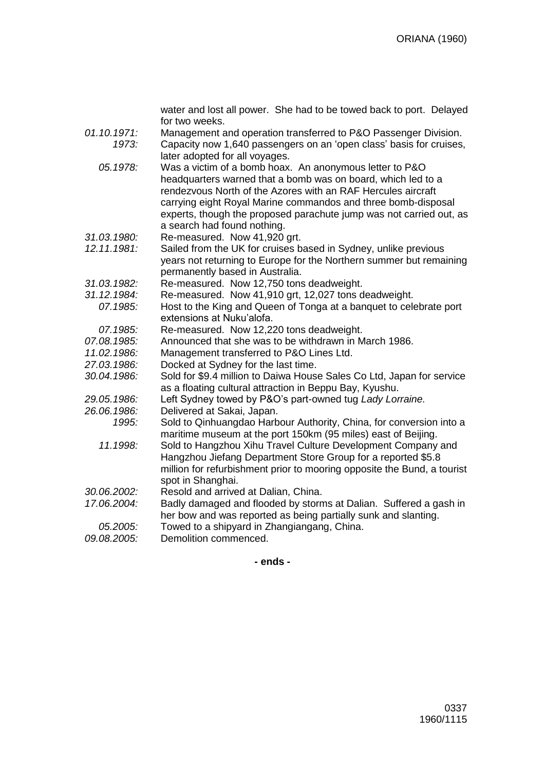water and lost all power. She had to be towed back to port. Delayed for two weeks.

| | |
|---|---|
| *01.10.1971:* | Management and operation transferred to P&O Passenger Division. |
| *1973:* | Capacity now 1,640 passengers on an 'open class' basis for cruises, later adopted for all voyages. |
| *05.1978:* | Was a victim of a bomb hoax. An anonymous letter to P&O headquarters warned that a bomb was on board, which led to a rendezvous North of the Azores with an RAF Hercules aircraft carrying eight Royal Marine commandos and three bomb-disposal experts, though the proposed parachute jump was not carried out, as a search had found nothing. |
| *31.03.1980:* | Re-measured. Now 41,920 grt. |
| *12.11.1981:* | Sailed from the UK for cruises based in Sydney, unlike previous years not returning to Europe for the Northern summer but remaining permanently based in Australia. |
| *31.03.1982:* | Re-measured. Now 12,750 tons deadweight. |
| *31.12.1984:* | Re-measured. Now 41,910 grt, 12,027 tons deadweight. |
| *07.1985:* | Host to the King and Queen of Tonga at a banquet to celebrate port extensions at Nuku'alofa. |
| *07.1985:* | Re-measured. Now 12,220 tons deadweight. |
| *07.08.1985:* | Announced that she was to be withdrawn in March 1986. |
| *11.02.1986:* | Management transferred to P&O Lines Ltd. |
| *27.03.1986:* | Docked at Sydney for the last time. |
| *30.04.1986:* | Sold for $9.4 million to Daiwa House Sales Co Ltd, Japan for service as a floating cultural attraction in Beppu Bay, Kyushu. |
| *29.05.1986:* | Left Sydney towed by P&O's part-owned tug *Lady Lorraine.* |
| *26.06.1986:* | Delivered at Sakai, Japan. |
| *1995:* | Sold to Qinhuangdao Harbour Authority, China, for conversion into a maritime museum at the port 150km (95 miles) east of Beijing. |
| *11.1998:* | Sold to Hangzhou Xihu Travel Culture Development Company and Hangzhou Jiefang Department Store Group for a reported $5.8 million for refurbishment prior to mooring opposite the Bund, a tourist spot in Shanghai. |
| *30.06.2002:* | Resold and arrived at Dalian, China. |
| *17.06.2004:* | Badly damaged and flooded by storms at Dalian. Suffered a gash in her bow and was reported as being partially sunk and slanting. |
| *05.2005:* | Towed to a shipyard in Zhangiangang, China. |
| *09.08.2005:* | Demolition commenced. |

**- ends -**

0337
1960/1115